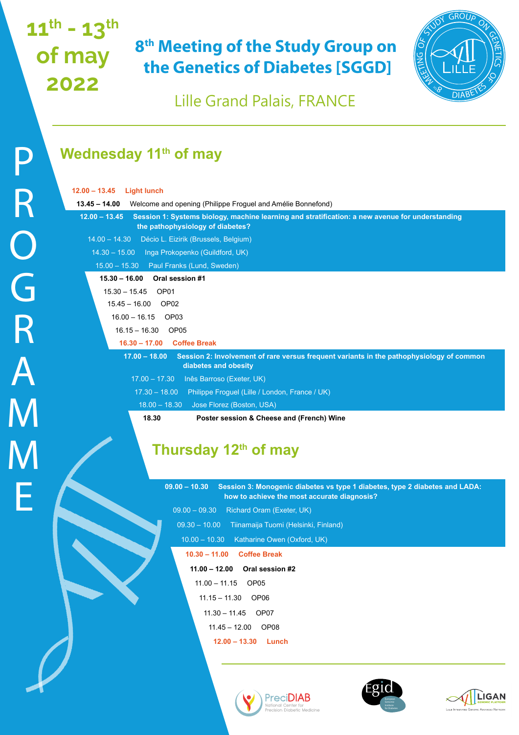# 8th Meeting of the Study Group on the Genetics of Diabetes [SGGD]

**11th - 13th of may 2022**

Lille Grand Palais, FRANCE

PROGRAMME

## Wednesday 11th of may

**12.00 – 13.45 Light lunch**

**13.45 – 14.00** Welcome and opening (Philippe Froguel and Amélie Bonnefond)

**12.00 – 13.45 Session 1: Systems biology, machine learning and stratification: a new avenue for understanding the pathophysiology of diabetes?**

14.00 – 14.30 Décio L. Eizirik (Brussels, Belgium)

14.30 – 15.00 Inga Prokopenko (Guildford, UK)

15.00 – 15.30 Paul Franks (Lund, Sweden)

**15.30 – 16.00 Oral session #1**

15.30 – 15.45 OP01

15.45 – 16.00 OP02

16.00 – 16.15 OP03

16.15 – 16.30 OP05

**16.30 – 17.00 Coffee Break**

**17.00 – 18.00 Session 2: Involvement of rare versus frequent variants in the pathophysiology of common diabetes and obesity**

17.00 – 17.30 Inês Barroso (Exeter, UK)

17.30 – 18.00 Philippe Froguel (Lille / London, France / UK)

18.00 – 18.30 Jose Florez (Boston, USA)

**18.30 Poster session & Cheese and (French) Wine**

## Thursday 12th of may

**09.00 – 10.30 Session 3: Monogenic diabetes vs type 1 diabetes, type 2 diabetes and LADA: how to achieve the most accurate diagnosis?**

09.00 – 09.30 Richard Oram (Exeter, UK)

09.30 – 10.00 Tiinamaija Tuomi (Helsinki, Finland)

10.00 – 10.30 Katharine Owen (Oxford, UK)

**10.30 – 11.00 Coffee Break**

**11.00 – 12.00 Oral session #2**

11.00 – 11.15 OP05

11.15 – 11.30 OP06

11.30 – 11.45 OP07

11.45 – 12.00 OP08

**12.00 – 13.30 Lunch**

PreciDIAB National Center for Precision Diabetic Medicine

Egid European Genomic Institute for Diabetes

LIGAN Genomic Platform – Lille Integrated Genomic Advanced Network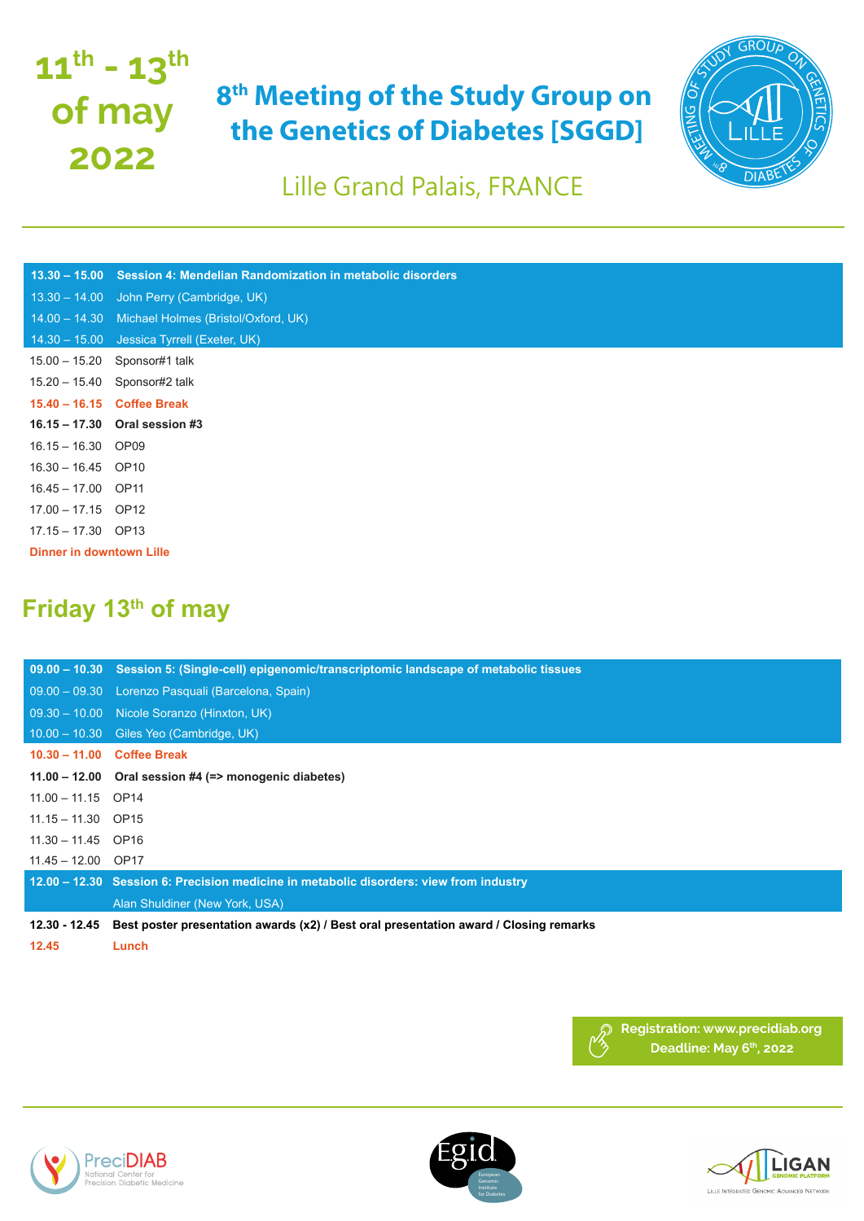# 11th - 13th of may 2022

## 8th Meeting of the Study Group on the Genetics of Diabetes [SGGD]

Lille Grand Palais, FRANCE

| | |
|---|---|
| **13.30 – 15.00** | **Session 4: Mendelian Randomization in metabolic disorders** |
| 13.30 – 14.00 | John Perry (Cambridge, UK) |
| 14.00 – 14.30 | Michael Holmes (Bristol/Oxford, UK) |
| 14.30 – 15.00 | Jessica Tyrrell (Exeter, UK) |
| 15.00 – 15.20 | Sponsor#1 talk |
| 15.20 – 15.40 | Sponsor#2 talk |
| **15.40 – 16.15** | **Coffee Break** |
| **16.15 – 17.30** | **Oral session #3** |
| 16.15 – 16.30 | OP09 |
| 16.30 – 16.45 | OP10 |
| 16.45 – 17.00 | OP11 |
| 17.00 – 17.15 | OP12 |
| 17.15 – 17.30 | OP13 |
| **Dinner in downtown Lille** | |

## Friday 13th of may

| | |
|---|---|
| **09.00 – 10.30** | **Session 5: (Single-cell) epigenomic/transcriptomic landscape of metabolic tissues** |
| 09.00 – 09.30 | Lorenzo Pasquali (Barcelona, Spain) |
| 09.30 – 10.00 | Nicole Soranzo (Hinxton, UK) |
| 10.00 – 10.30 | Giles Yeo (Cambridge, UK) |
| **10.30 – 11.00** | **Coffee Break** |
| **11.00 – 12.00** | **Oral session #4 (=> monogenic diabetes)** |
| 11.00 – 11.15 | OP14 |
| 11.15 – 11.30 | OP15 |
| 11.30 – 11.45 | OP16 |
| 11.45 – 12.00 | OP17 |
| **12.00 – 12.30** | **Session 6: Precision medicine in metabolic disorders: view from industry** |
| | Alan Shuldiner (New York, USA) |
| **12.30 - 12.45** | **Best poster presentation awards (x2) / Best oral presentation award / Closing remarks** |
| **12.45** | **Lunch** |

**Registration: www.precidiab.org**
**Deadline: May 6th, 2022**

PreciDIAB National Center for Precision Diabetic Medicine

Egid European Genomic Institute for Diabetes

LIGAN GENOMIC PLATFORM Lille Integrated Genomic Advanced Network